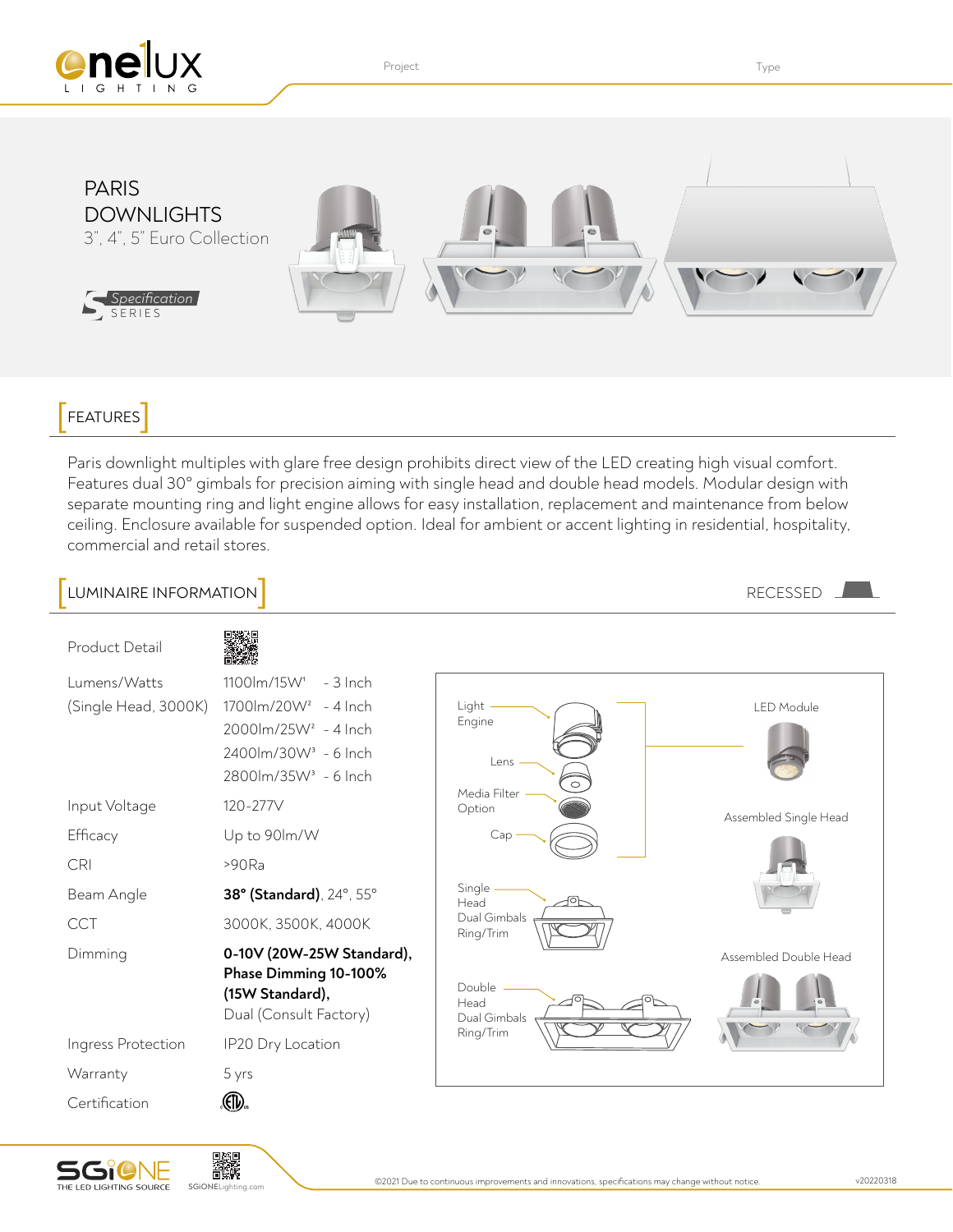Project

Type

# PARIS DOWNLIGHTS

3", 4", 5" Euro Collection

Specification SERIES

## FEATURES

Paris downlight multiples with glare free design prohibits direct view of the LED creating high visual comfort. Features dual 30° gimbals for precision aiming with single head and double head models. Modular design with separate mounting ring and light engine allows for easy installation, replacement and maintenance from below ceiling. Enclosure available for suspended option. Ideal for ambient or accent lighting in residential, hospitality, commercial and retail stores.

## LUMINAIRE INFORMATION

RECESSED

| | |
|---|---|
| Product Detail | |
| Lumens/Watts (Single Head, 3000K) | 1100lm/15W[1] - 3 Inch<br>1700lm/20W[2] - 4 Inch<br>2000lm/25W[2] - 4 Inch<br>2400lm/30W[3] - 6 Inch<br>2800lm/35W[3] - 6 Inch |
| Input Voltage | 120-277V |
| Efficacy | Up to 90lm/W |
| CRI | >90Ra |
| Beam Angle | **38° (Standard)**, 24°, 55° |
| CCT | 3000K, 3500K, 4000K |
| Dimming | **0-10V (20W-25W Standard), Phase Dimming 10-100% (15W Standard),** Dual (Consult Factory) |
| Ingress Protection | IP20 Dry Location |
| Warranty | 5 yrs |
| Certification | ETL |

Light Engine

Lens

Media Filter Option

Cap

Single Head Dual Gimbals Ring/Trim

Double Head Dual Gimbals Ring/Trim

LED Module

Assembled Single Head

Assembled Double Head

©2021 Due to continuous improvements and innovations, specifications may change without notice.

v20220318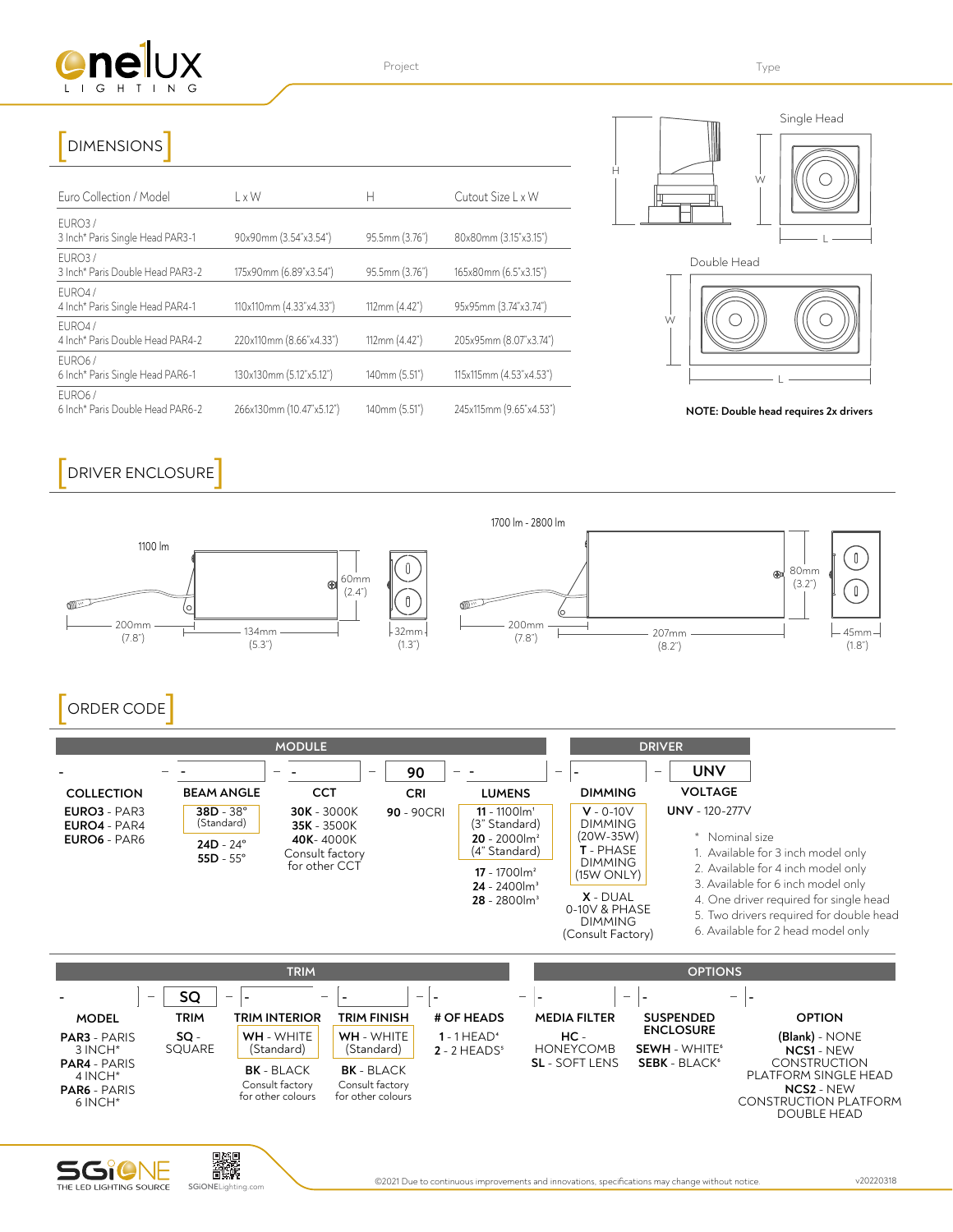Project

Type

## DIMENSIONS

| Euro Collection / Model | L x W | H | Cutout Size L x W |
|---|---|---|---|
| EURO3 / 3 Inch* Paris Single Head PAR3-1 | 90x90mm (3.54"x3.54") | 95.5mm (3.76") | 80x80mm (3.15"x3.15") |
| EURO3 / 3 Inch* Paris Double Head PAR3-2 | 175x90mm (6.89"x3.54") | 95.5mm (3.76") | 165x80mm (6.5"x3.15") |
| EURO4 / 4 Inch* Paris Single Head PAR4-1 | 110x110mm (4.33"x4.33") | 112mm (4.42") | 95x95mm (3.74"x3.74") |
| EURO4 / 4 Inch* Paris Double Head PAR4-2 | 220x110mm (8.66"x4.33") | 112mm (4.42") | 205x95mm (8.07"x3.74") |
| EURO6 / 6 Inch* Paris Single Head PAR6-1 | 130x130mm (5.12"x5.12") | 140mm (5.51") | 115x115mm (4.53"x4.53") |
| EURO6 / 6 Inch* Paris Double Head PAR6-2 | 266x130mm (10.47"x5.12") | 140mm (5.51") | 245x115mm (9.65"x4.53") |

Single Head

H

W

L

Double Head

W

L

**NOTE: Double head requires 2x drivers**

## DRIVER ENCLOSURE

1100 lm

200mm (7.8")

134mm (5.3")

60mm (2.4")

32mm (1.3")

1700 lm - 2800 lm

200mm (7.8")

207mm (8.2")

80mm (3.2")

45mm (1.8")

## ORDER CODE

**MODULE**

| COLLECTION | BEAM ANGLE | CCT | CRI | LUMENS |
|---|---|---|---|---|
| **EURO3** - PAR3 | **38D** - 38° (Standard) | **30K** - 3000K | **90** - 90CRI | **11** - 1100lm[1] (3" Standard) |
| **EURO4** - PAR4 | **24D** - 24° | **35K** - 3500K | | **20** - 2000lm[2] (4" Standard) |
| **EURO6** - PAR6 | **55D** - 55° | **40K**- 4000K | | **17** - 1700lm[2] |
| | | Consult factory for other CCT | | **24** - 2400lm[3] |
| | | | | **28** - 2800lm[3] |

**DRIVER**

| DIMMING | VOLTAGE |
|---|---|
| **V** - 0-10V DIMMING (20W-35W) | **UNV** - 120-277V |
| **T** - PHASE DIMMING (15W ONLY) | |
| **X** - DUAL 0-10V & PHASE DIMMING (Consult Factory) | |

\* Nominal size

1. Available for 3 inch model only
2. Available for 4 inch model only
3. Available for 6 inch model only
4. One driver required for single head
5. Two drivers required for double head
6. Available for 2 head model only

**TRIM**

| MODEL | TRIM | TRIM INTERIOR | TRIM FINISH | # OF HEADS |
|---|---|---|---|---|
| **PAR3** - PARIS 3 INCH* | **SQ** - SQUARE | **WH** - WHITE (Standard) | **WH** - WHITE (Standard) | **1** - 1 HEAD[4] |
| **PAR4** - PARIS 4 INCH* | | **BK** - BLACK | **BK** - BLACK | **2** - 2 HEADS[5] |
| **PAR6** - PARIS 6 INCH* | | Consult factory for other colours | Consult factory for other colours | |

**OPTIONS**

| MEDIA FILTER | SUSPENDED ENCLOSURE | OPTION |
|---|---|---|
| **HC** - HONEYCOMB | **SEWH** - WHITE[6] | **(Blank)** - NONE |
| **SL** - SOFT LENS | **SEBK** - BLACK[6] | **NCS1** - NEW CONSTRUCTION PLATFORM SINGLE HEAD |
| | | **NCS2** - NEW CONSTRUCTION PLATFORM DOUBLE HEAD |

©2021 Due to continuous improvements and innovations, specifications may change without notice.

v20220318